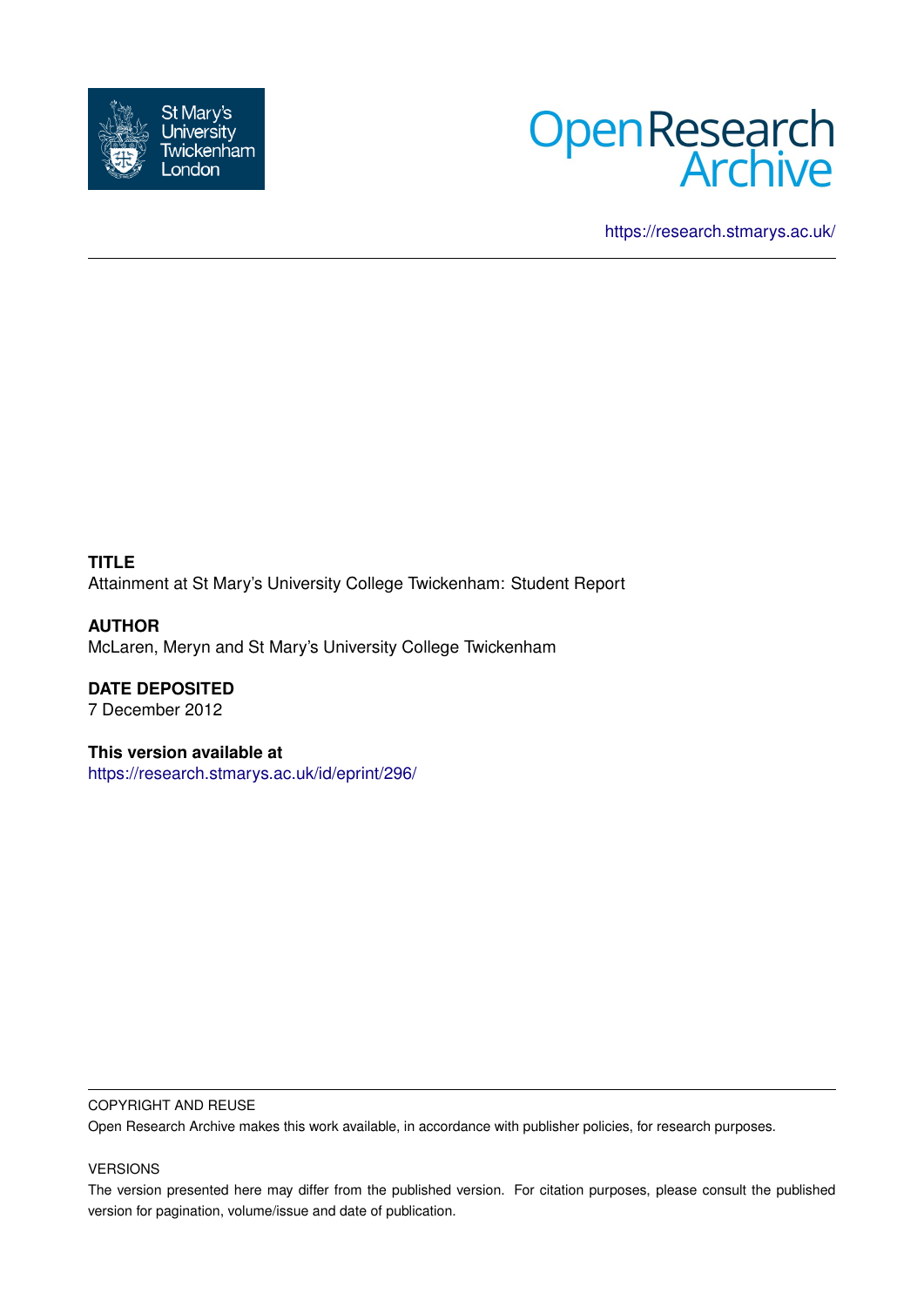St Mary's University Twickenham London

Open Research Archive

https://research.stmarys.ac.uk/

**TITLE**

Attainment at St Mary's University College Twickenham: Student Report

**AUTHOR**

McLaren, Meryn and St Mary's University College Twickenham

**DATE DEPOSITED**

7 December 2012

**This version available at**

https://research.stmarys.ac.uk/id/eprint/296/

COPYRIGHT AND REUSE

Open Research Archive makes this work available, in accordance with publisher policies, for research purposes.

VERSIONS

The version presented here may differ from the published version. For citation purposes, please consult the published version for pagination, volume/issue and date of publication.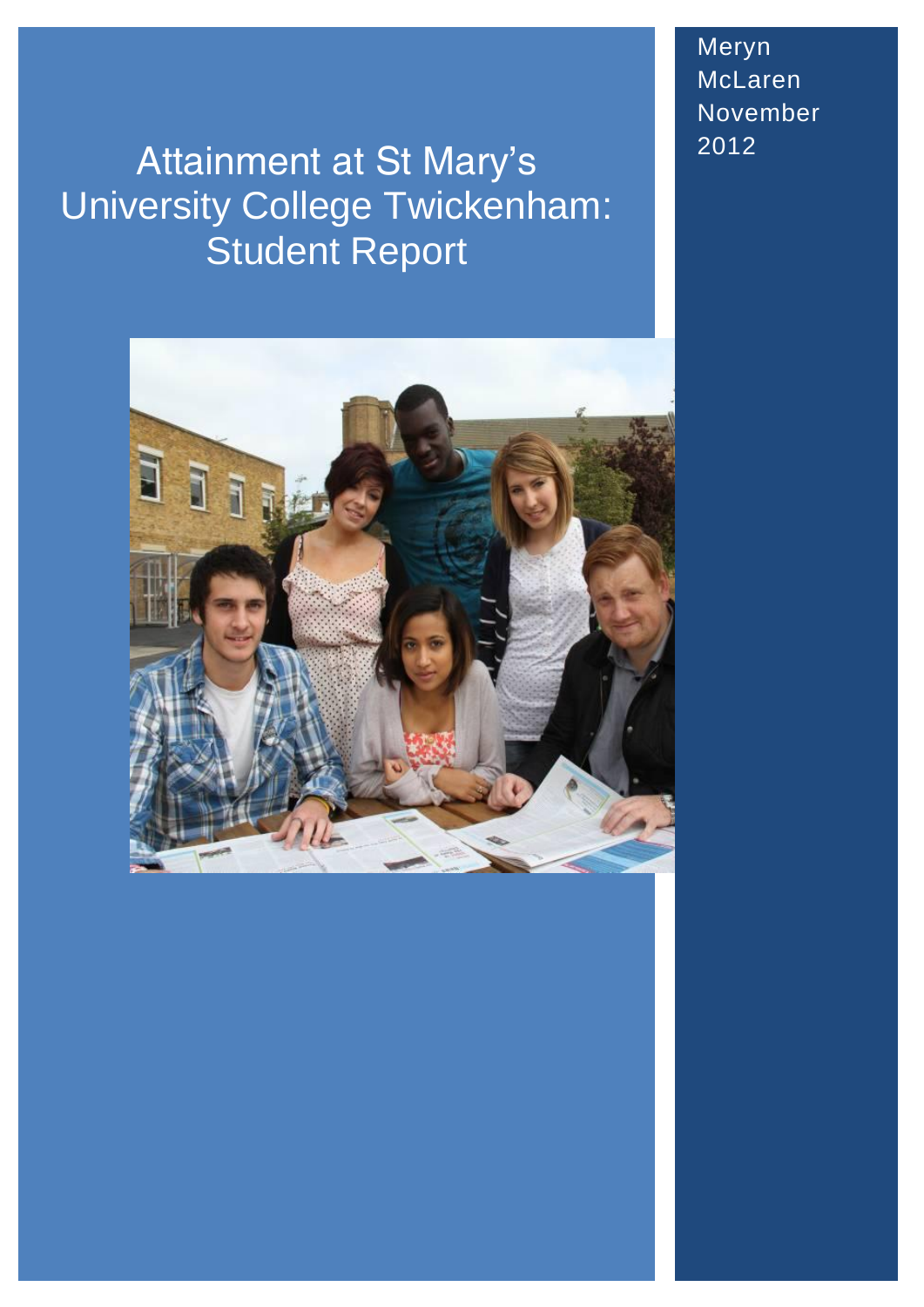# Attainment at St Mary's University College Twickenham: Student Report

Meryn McLaren
November 2012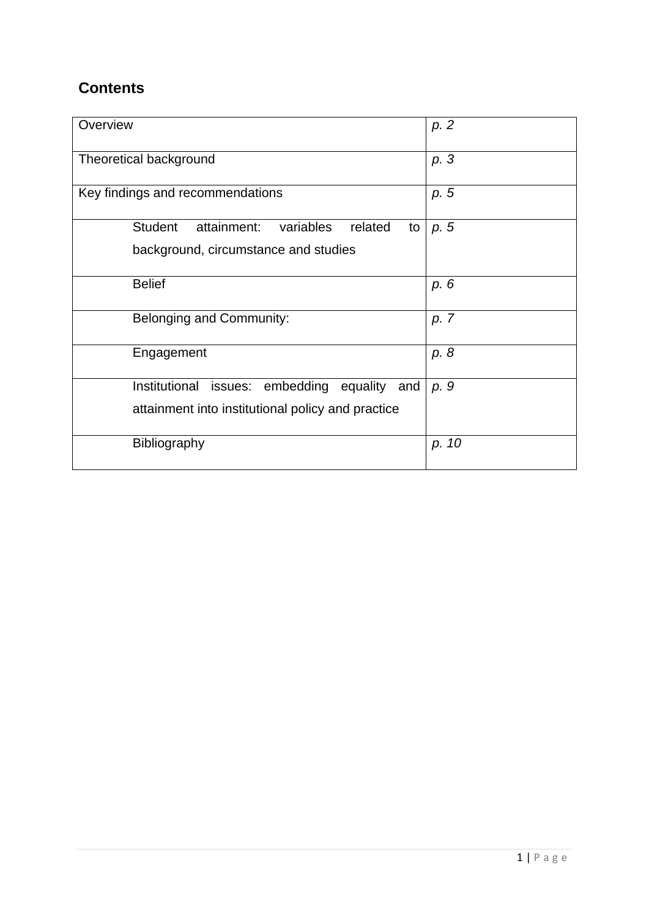## Contents

| | |
|---|---|
| Overview | *p. 2* |
| Theoretical background | *p. 3* |
| Key findings and recommendations | *p. 5* |
| Student attainment: variables related to background, circumstance and studies | *p. 5* |
| Belief | *p. 6* |
| Belonging and Community: | *p. 7* |
| Engagement | *p. 8* |
| Institutional issues: embedding equality and attainment into institutional policy and practice | *p. 9* |
| Bibliography | *p. 10* |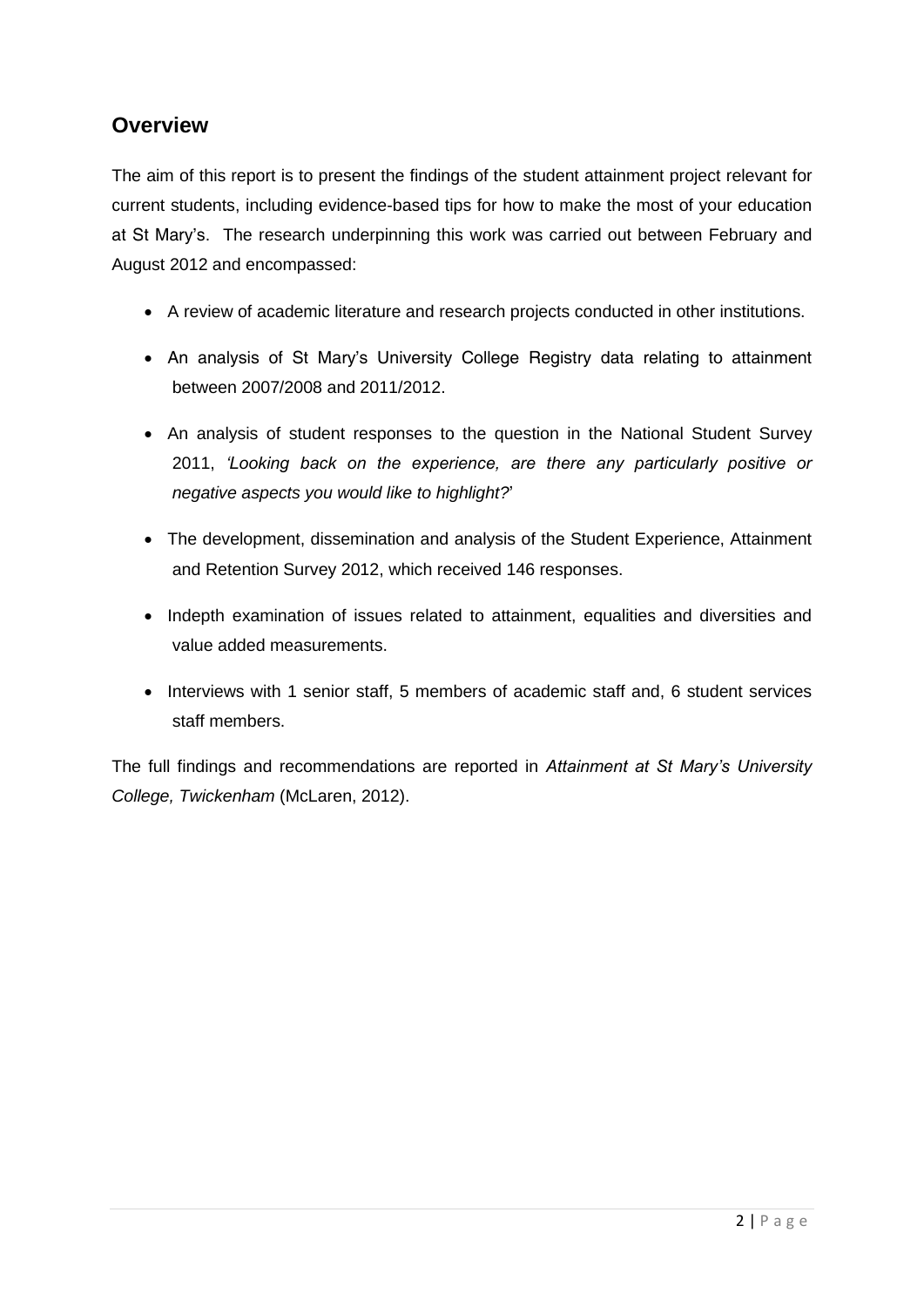## Overview

The aim of this report is to present the findings of the student attainment project relevant for current students, including evidence-based tips for how to make the most of your education at St Mary's. The research underpinning this work was carried out between February and August 2012 and encompassed:

- A review of academic literature and research projects conducted in other institutions.
- An analysis of St Mary's University College Registry data relating to attainment between 2007/2008 and 2011/2012.
- An analysis of student responses to the question in the National Student Survey 2011, *'Looking back on the experience, are there any particularly positive or negative aspects you would like to highlight?'*
- The development, dissemination and analysis of the Student Experience, Attainment and Retention Survey 2012, which received 146 responses.
- Indepth examination of issues related to attainment, equalities and diversities and value added measurements.
- Interviews with 1 senior staff, 5 members of academic staff and, 6 student services staff members.

The full findings and recommendations are reported in *Attainment at St Mary's University College, Twickenham* (McLaren, 2012).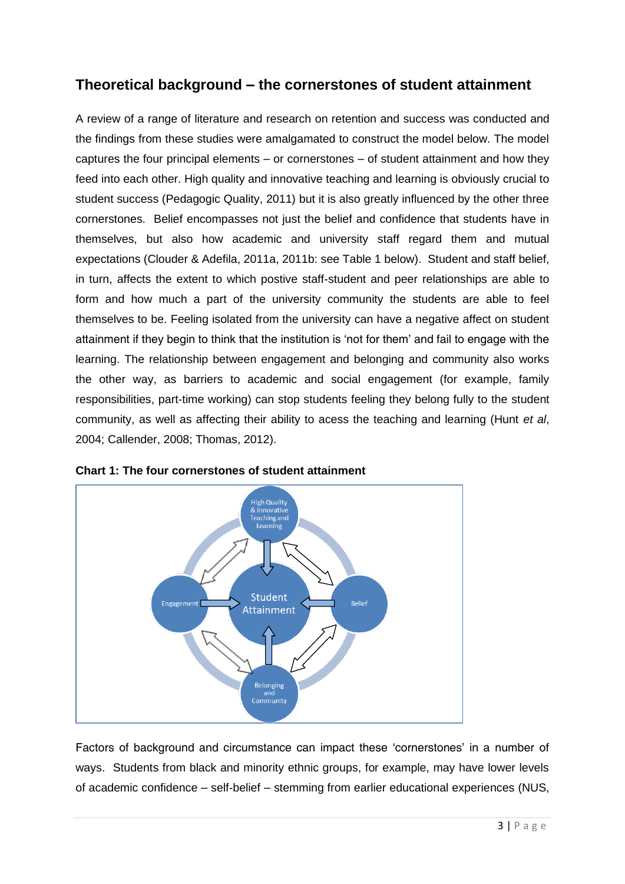## Theoretical background – the cornerstones of student attainment

A review of a range of literature and research on retention and success was conducted and the findings from these studies were amalgamated to construct the model below. The model captures the four principal elements – or cornerstones – of student attainment and how they feed into each other. High quality and innovative teaching and learning is obviously crucial to student success (Pedagogic Quality, 2011) but it is also greatly influenced by the other three cornerstones. Belief encompasses not just the belief and confidence that students have in themselves, but also how academic and university staff regard them and mutual expectations (Clouder & Adefila, 2011a, 2011b: see Table 1 below). Student and staff belief, in turn, affects the extent to which postive staff-student and peer relationships are able to form and how much a part of the university community the students are able to feel themselves to be. Feeling isolated from the university can have a negative affect on student attainment if they begin to think that the institution is 'not for them' and fail to engage with the learning. The relationship between engagement and belonging and community also works the other way, as barriers to academic and social engagement (for example, family responsibilities, part-time working) can stop students feeling they belong fully to the student community, as well as affecting their ability to acess the teaching and learning (Hunt *et al*, 2004; Callender, 2008; Thomas, 2012).

**Chart 1: The four cornerstones of student attainment**

Factors of background and circumstance can impact these 'cornerstones' in a number of ways. Students from black and minority ethnic groups, for example, may have lower levels of academic confidence – self-belief – stemming from earlier educational experiences (NUS,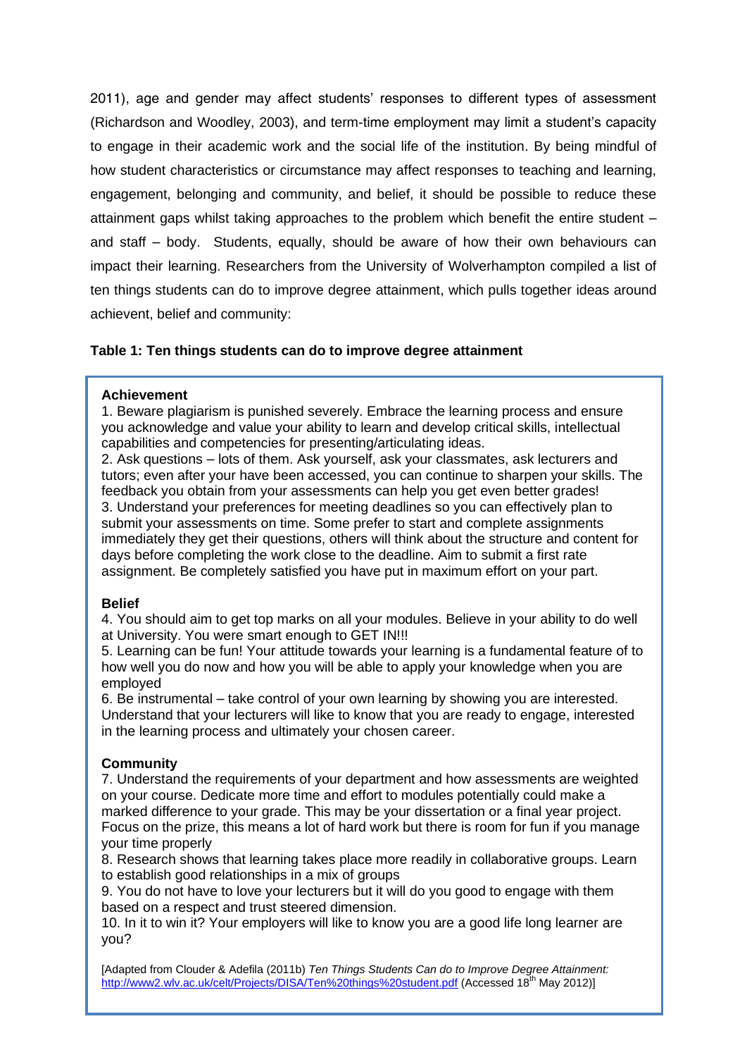2011), age and gender may affect students' responses to different types of assessment (Richardson and Woodley, 2003), and term-time employment may limit a student's capacity to engage in their academic work and the social life of the institution. By being mindful of how student characteristics or circumstance may affect responses to teaching and learning, engagement, belonging and community, and belief, it should be possible to reduce these attainment gaps whilst taking approaches to the problem which benefit the entire student – and staff – body. Students, equally, should be aware of how their own behaviours can impact their learning. Researchers from the University of Wolverhampton compiled a list of ten things students can do to improve degree attainment, which pulls together ideas around achievent, belief and community:

**Table 1: Ten things students can do to improve degree attainment**

**Achievement**

1. Beware plagiarism is punished severely. Embrace the learning process and ensure you acknowledge and value your ability to learn and develop critical skills, intellectual capabilities and competencies for presenting/articulating ideas.
2. Ask questions – lots of them. Ask yourself, ask your classmates, ask lecturers and tutors; even after your have been accessed, you can continue to sharpen your skills. The feedback you obtain from your assessments can help you get even better grades!
3. Understand your preferences for meeting deadlines so you can effectively plan to submit your assessments on time. Some prefer to start and complete assignments immediately they get their questions, others will think about the structure and content for days before completing the work close to the deadline. Aim to submit a first rate assignment. Be completely satisfied you have put in maximum effort on your part.

**Belief**

4. You should aim to get top marks on all your modules. Believe in your ability to do well at University. You were smart enough to GET IN!!!
5. Learning can be fun! Your attitude towards your learning is a fundamental feature of to how well you do now and how you will be able to apply your knowledge when you are employed
6. Be instrumental – take control of your own learning by showing you are interested. Understand that your lecturers will like to know that you are ready to engage, interested in the learning process and ultimately your chosen career.

**Community**

7. Understand the requirements of your department and how assessments are weighted on your course. Dedicate more time and effort to modules potentially could make a marked difference to your grade. This may be your dissertation or a final year project. Focus on the prize, this means a lot of hard work but there is room for fun if you manage your time properly
8. Research shows that learning takes place more readily in collaborative groups. Learn to establish good relationships in a mix of groups
9. You do not have to love your lecturers but it will do you good to engage with them based on a respect and trust steered dimension.
10. In it to win it? Your employers will like to know you are a good life long learner are you?

[Adapted from Clouder & Adefila (2011b) *Ten Things Students Can do to Improve Degree Attainment:* http://www2.wlv.ac.uk/celt/Projects/DISA/Ten%20things%20student.pdf (Accessed 18th May 2012)]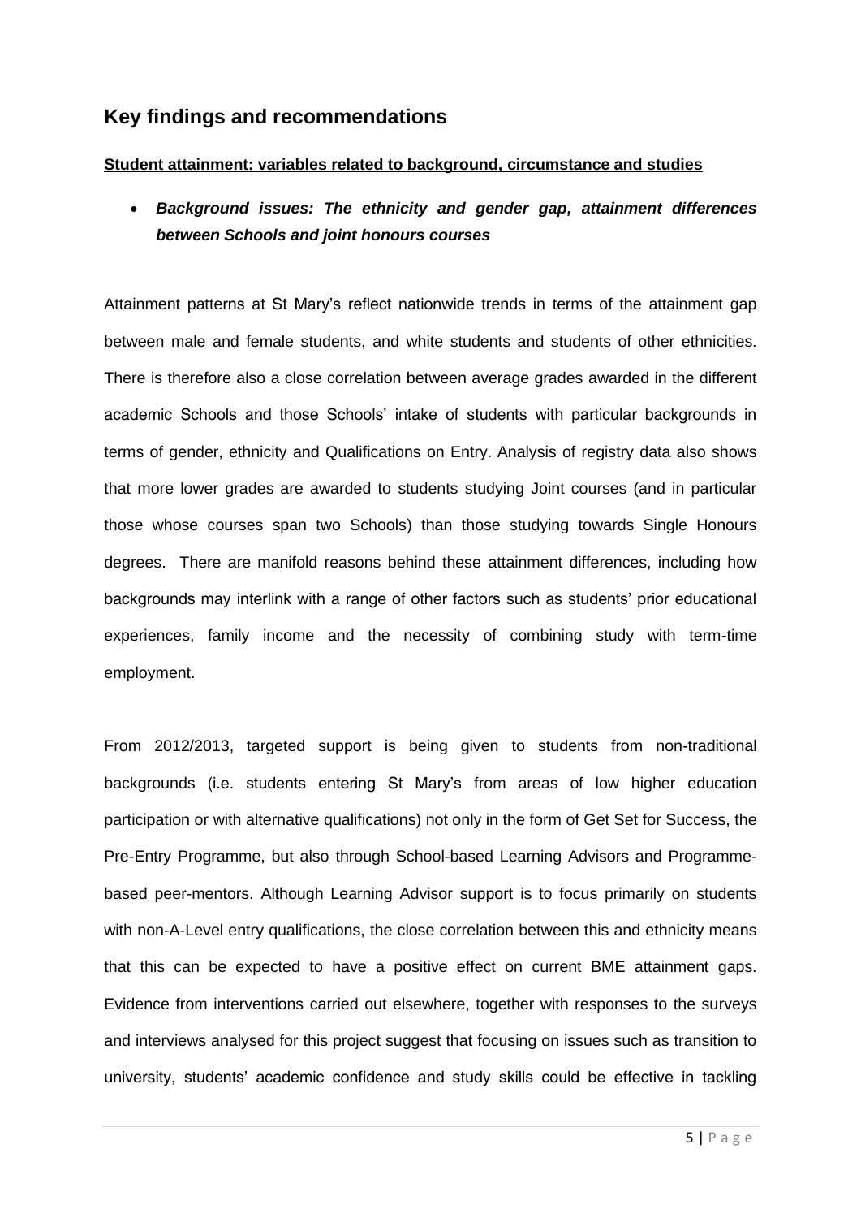## Key findings and recommendations

**Student attainment: variables related to background, circumstance and studies**

- ***Background issues: The ethnicity and gender gap, attainment differences between Schools and joint honours courses***

Attainment patterns at St Mary's reflect nationwide trends in terms of the attainment gap between male and female students, and white students and students of other ethnicities. There is therefore also a close correlation between average grades awarded in the different academic Schools and those Schools' intake of students with particular backgrounds in terms of gender, ethnicity and Qualifications on Entry. Analysis of registry data also shows that more lower grades are awarded to students studying Joint courses (and in particular those whose courses span two Schools) than those studying towards Single Honours degrees. There are manifold reasons behind these attainment differences, including how backgrounds may interlink with a range of other factors such as students' prior educational experiences, family income and the necessity of combining study with term-time employment.

From 2012/2013, targeted support is being given to students from non-traditional backgrounds (i.e. students entering St Mary's from areas of low higher education participation or with alternative qualifications) not only in the form of Get Set for Success, the Pre-Entry Programme, but also through School-based Learning Advisors and Programme-based peer-mentors. Although Learning Advisor support is to focus primarily on students with non-A-Level entry qualifications, the close correlation between this and ethnicity means that this can be expected to have a positive effect on current BME attainment gaps. Evidence from interventions carried out elsewhere, together with responses to the surveys and interviews analysed for this project suggest that focusing on issues such as transition to university, students' academic confidence and study skills could be effective in tackling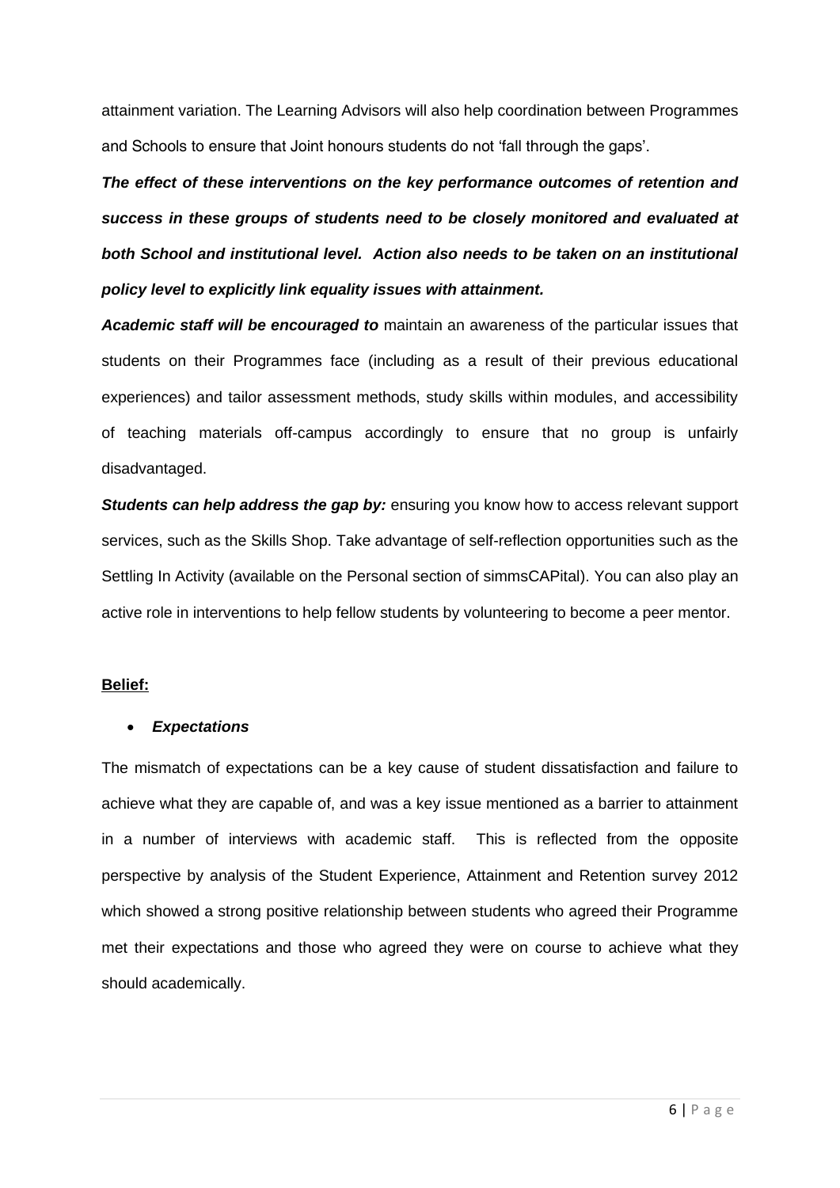attainment variation. The Learning Advisors will also help coordination between Programmes and Schools to ensure that Joint honours students do not 'fall through the gaps'.

***The effect of these interventions on the key performance outcomes of retention and success in these groups of students need to be closely monitored and evaluated at both School and institutional level. Action also needs to be taken on an institutional policy level to explicitly link equality issues with attainment.***

***Academic staff will be encouraged to*** maintain an awareness of the particular issues that students on their Programmes face (including as a result of their previous educational experiences) and tailor assessment methods, study skills within modules, and accessibility of teaching materials off-campus accordingly to ensure that no group is unfairly disadvantaged.

***Students can help address the gap by:*** ensuring you know how to access relevant support services, such as the Skills Shop. Take advantage of self-reflection opportunities such as the Settling In Activity (available on the Personal section of simmsCAPital). You can also play an active role in interventions to help fellow students by volunteering to become a peer mentor.

**Belief:**

- ***Expectations***

The mismatch of expectations can be a key cause of student dissatisfaction and failure to achieve what they are capable of, and was a key issue mentioned as a barrier to attainment in a number of interviews with academic staff. This is reflected from the opposite perspective by analysis of the Student Experience, Attainment and Retention survey 2012 which showed a strong positive relationship between students who agreed their Programme met their expectations and those who agreed they were on course to achieve what they should academically.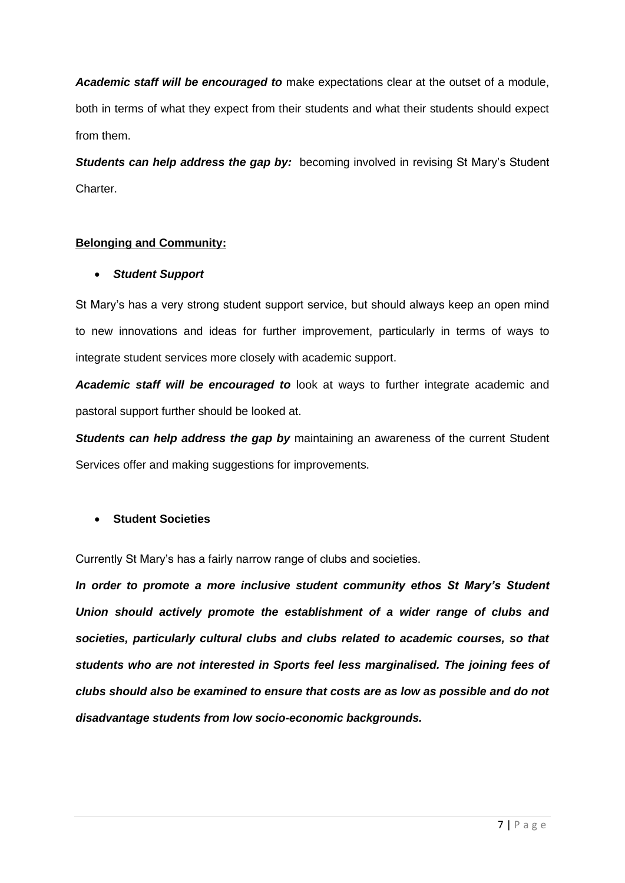***Academic staff will be encouraged to*** make expectations clear at the outset of a module, both in terms of what they expect from their students and what their students should expect from them.

***Students can help address the gap by:*** becoming involved in revising St Mary's Student Charter.

**Belonging and Community:**

- ***Student Support***

St Mary's has a very strong student support service, but should always keep an open mind to new innovations and ideas for further improvement, particularly in terms of ways to integrate student services more closely with academic support.

***Academic staff will be encouraged to*** look at ways to further integrate academic and pastoral support further should be looked at.

***Students can help address the gap by*** maintaining an awareness of the current Student Services offer and making suggestions for improvements.

- **Student Societies**

Currently St Mary's has a fairly narrow range of clubs and societies.

***In order to promote a more inclusive student community ethos St Mary's Student Union should actively promote the establishment of a wider range of clubs and societies, particularly cultural clubs and clubs related to academic courses, so that students who are not interested in Sports feel less marginalised. The joining fees of clubs should also be examined to ensure that costs are as low as possible and do not disadvantage students from low socio-economic backgrounds.***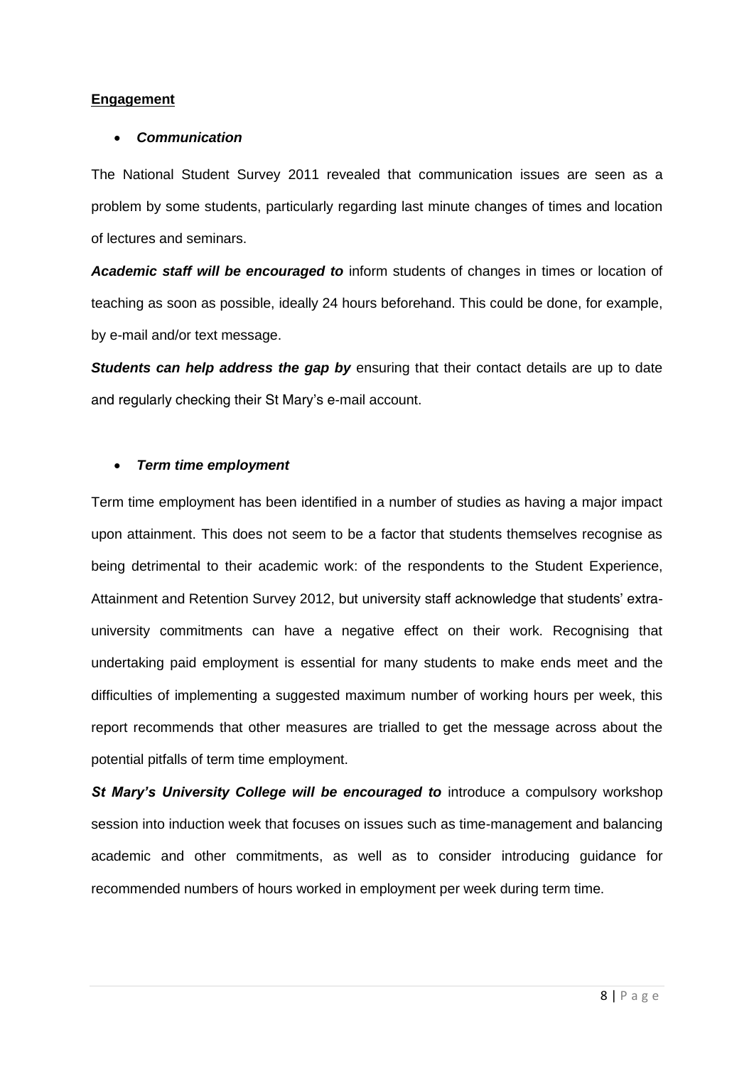**Engagement**

- ***Communication***

The National Student Survey 2011 revealed that communication issues are seen as a problem by some students, particularly regarding last minute changes of times and location of lectures and seminars.

***Academic staff will be encouraged to*** inform students of changes in times or location of teaching as soon as possible, ideally 24 hours beforehand. This could be done, for example, by e-mail and/or text message.

***Students can help address the gap by*** ensuring that their contact details are up to date and regularly checking their St Mary's e-mail account.

- ***Term time employment***

Term time employment has been identified in a number of studies as having a major impact upon attainment. This does not seem to be a factor that students themselves recognise as being detrimental to their academic work: of the respondents to the Student Experience, Attainment and Retention Survey 2012, but university staff acknowledge that students' extra-university commitments can have a negative effect on their work. Recognising that undertaking paid employment is essential for many students to make ends meet and the difficulties of implementing a suggested maximum number of working hours per week, this report recommends that other measures are trialled to get the message across about the potential pitfalls of term time employment.

***St Mary's University College will be encouraged to*** introduce a compulsory workshop session into induction week that focuses on issues such as time-management and balancing academic and other commitments, as well as to consider introducing guidance for recommended numbers of hours worked in employment per week during term time.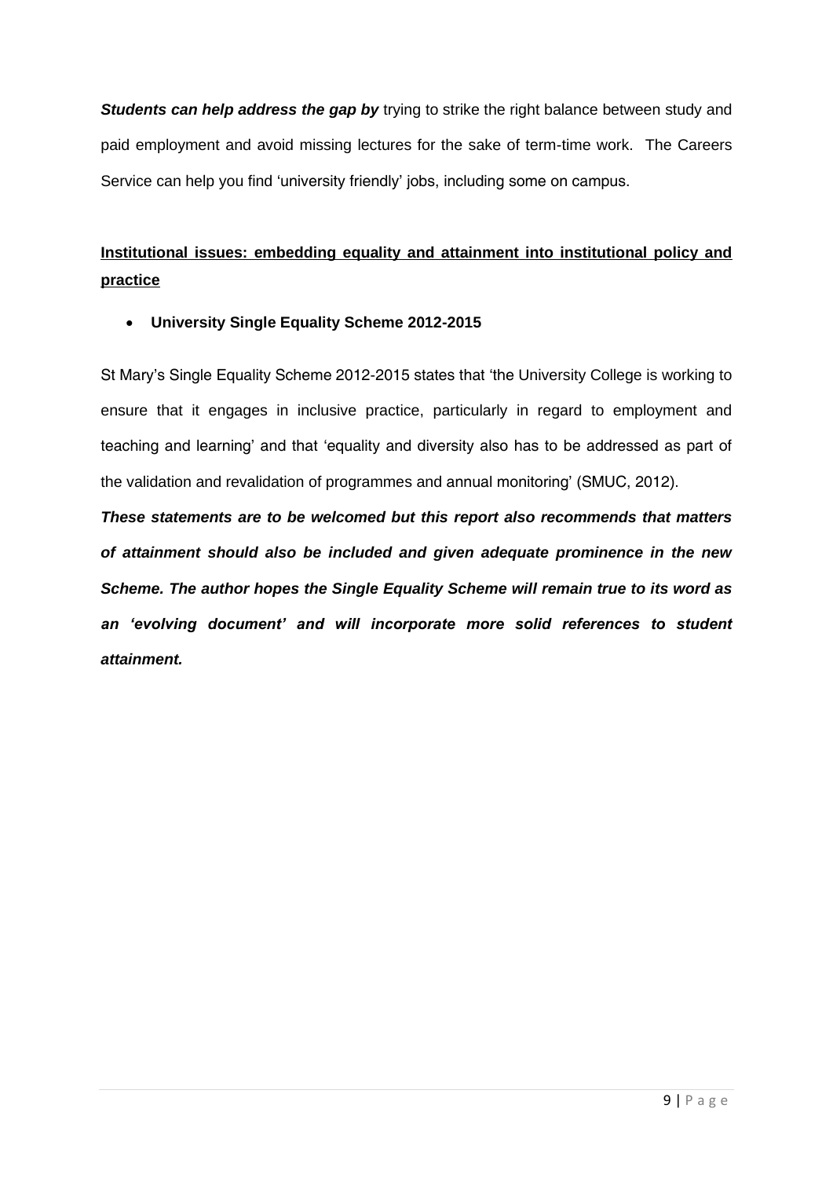***Students can help address the gap by*** trying to strike the right balance between study and paid employment and avoid missing lectures for the sake of term-time work. The Careers Service can help you find 'university friendly' jobs, including some on campus.

## Institutional issues: embedding equality and attainment into institutional policy and practice

- **University Single Equality Scheme 2012-2015**

St Mary's Single Equality Scheme 2012-2015 states that 'the University College is working to ensure that it engages in inclusive practice, particularly in regard to employment and teaching and learning' and that 'equality and diversity also has to be addressed as part of the validation and revalidation of programmes and annual monitoring' (SMUC, 2012).

***These statements are to be welcomed but this report also recommends that matters of attainment should also be included and given adequate prominence in the new Scheme. The author hopes the Single Equality Scheme will remain true to its word as an 'evolving document' and will incorporate more solid references to student attainment.***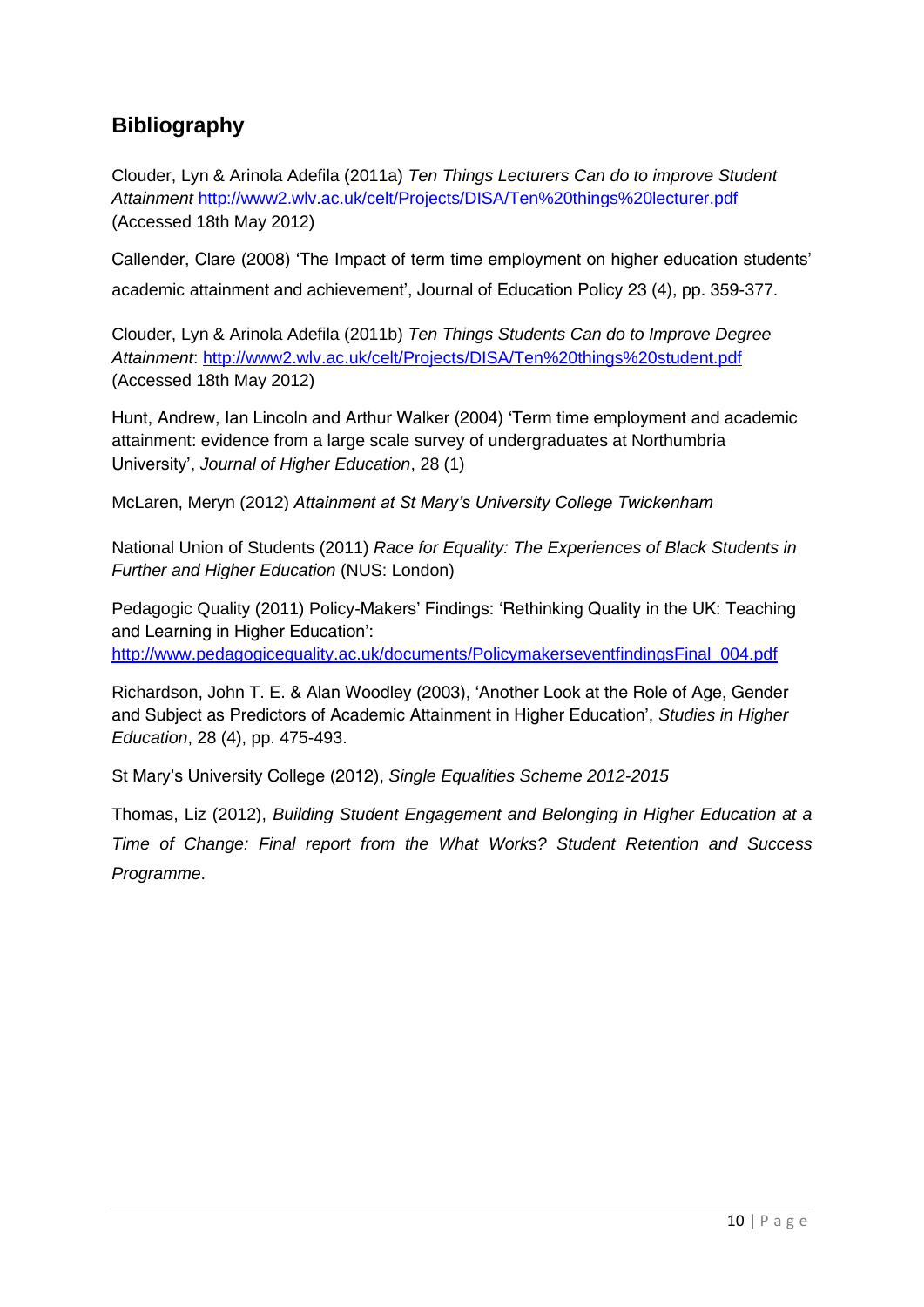## Bibliography

Clouder, Lyn & Arinola Adefila (2011a) *Ten Things Lecturers Can do to improve Student Attainment* http://www2.wlv.ac.uk/celt/Projects/DISA/Ten%20things%20lecturer.pdf (Accessed 18th May 2012)

Callender, Clare (2008) 'The Impact of term time employment on higher education students' academic attainment and achievement', Journal of Education Policy 23 (4), pp. 359-377.

Clouder, Lyn & Arinola Adefila (2011b) *Ten Things Students Can do to Improve Degree Attainment*: http://www2.wlv.ac.uk/celt/Projects/DISA/Ten%20things%20student.pdf (Accessed 18th May 2012)

Hunt, Andrew, Ian Lincoln and Arthur Walker (2004) 'Term time employment and academic attainment: evidence from a large scale survey of undergraduates at Northumbria University', *Journal of Higher Education*, 28 (1)

McLaren, Meryn (2012) *Attainment at St Mary's University College Twickenham*

National Union of Students (2011) *Race for Equality: The Experiences of Black Students in Further and Higher Education* (NUS: London)

Pedagogic Quality (2011) Policy-Makers' Findings: 'Rethinking Quality in the UK: Teaching and Learning in Higher Education': http://www.pedagogicequality.ac.uk/documents/PolicymakerseventfindingsFinal_004.pdf

Richardson, John T. E. & Alan Woodley (2003), 'Another Look at the Role of Age, Gender and Subject as Predictors of Academic Attainment in Higher Education', *Studies in Higher Education*, 28 (4), pp. 475-493.

St Mary's University College (2012), *Single Equalities Scheme 2012-2015*

Thomas, Liz (2012), *Building Student Engagement and Belonging in Higher Education at a Time of Change: Final report from the What Works? Student Retention and Success Programme*.